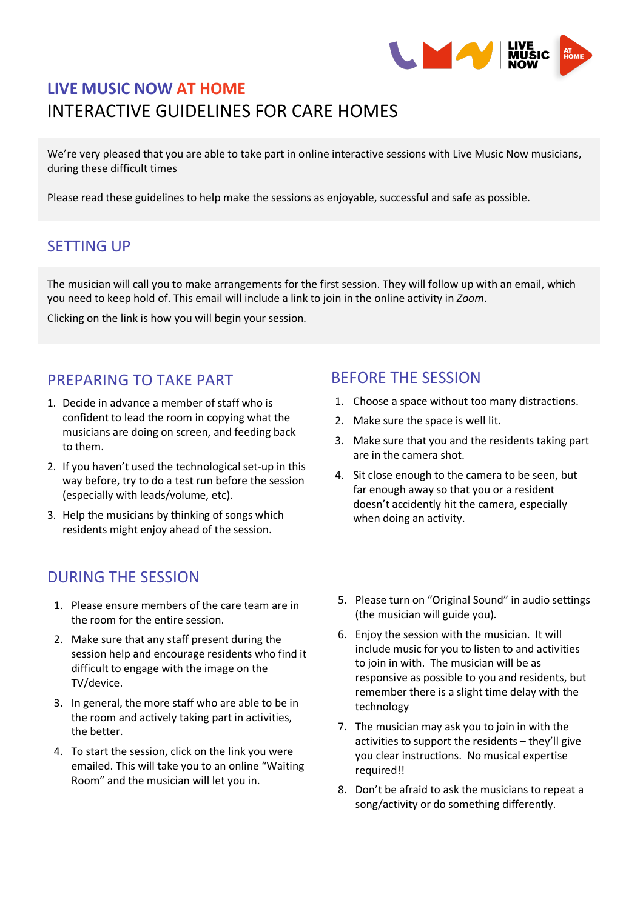# LIVE MUSIC NOW AT HOME

## INTERACTIVE GUIDELINES FOR CARE HOMES

We're very pleased that you are able to take part in online interactive sessions with Live Music Now musicians, during these difficult times

Please read these guidelines to help make the sessions as enjoyable, successful and safe as possible.

## SETTING UP

The musician will call you to make arrangements for the first session. They will follow up with an email, which you need to keep hold of. This email will include a link to join in the online activity in *Zoom*.

Clicking on the link is how you will begin your session.

## PREPARING TO TAKE PART

1. Decide in advance a member of staff who is confident to lead the room in copying what the musicians are doing on screen, and feeding back to them.
2. If you haven't used the technological set-up in this way before, try to do a test run before the session (especially with leads/volume, etc).
3. Help the musicians by thinking of songs which residents might enjoy ahead of the session.

## BEFORE THE SESSION

1. Choose a space without too many distractions.
2. Make sure the space is well lit.
3. Make sure that you and the residents taking part are in the camera shot.
4. Sit close enough to the camera to be seen, but far enough away so that you or a resident doesn't accidently hit the camera, especially when doing an activity.

## DURING THE SESSION

1. Please ensure members of the care team are in the room for the entire session.
2. Make sure that any staff present during the session help and encourage residents who find it difficult to engage with the image on the TV/device.
3. In general, the more staff who are able to be in the room and actively taking part in activities, the better.
4. To start the session, click on the link you were emailed. This will take you to an online "Waiting Room" and the musician will let you in.
5. Please turn on "Original Sound" in audio settings (the musician will guide you).
6. Enjoy the session with the musician. It will include music for you to listen to and activities to join in with. The musician will be as responsive as possible to you and residents, but remember there is a slight time delay with the technology
7. The musician may ask you to join in with the activities to support the residents – they'll give you clear instructions. No musical expertise required!!
8. Don't be afraid to ask the musicians to repeat a song/activity or do something differently.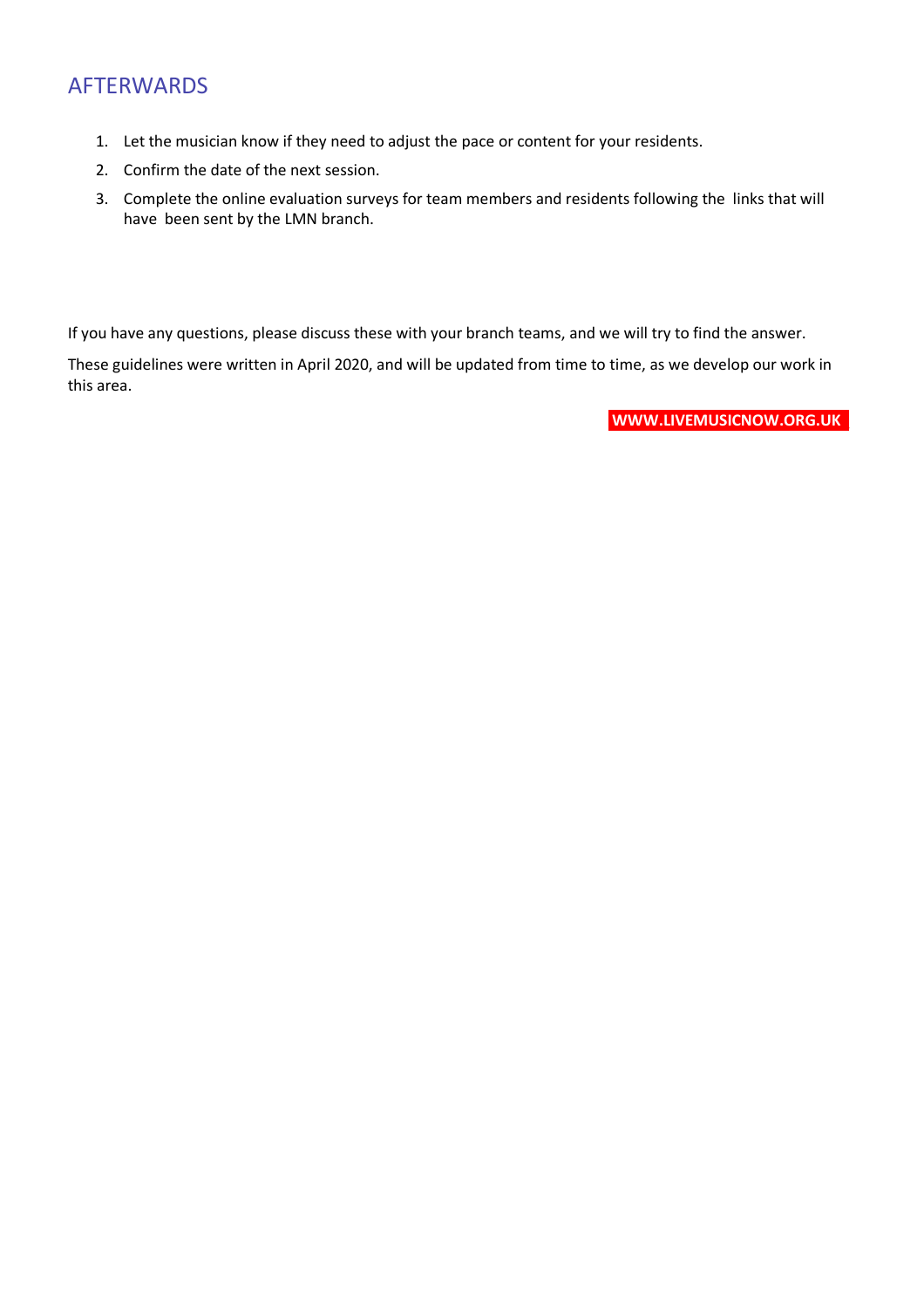## AFTERWARDS

1. Let the musician know if they need to adjust the pace or content for your residents.
2. Confirm the date of the next session.
3. Complete the online evaluation surveys for team members and residents following the links that will have been sent by the LMN branch.

If you have any questions, please discuss these with your branch teams, and we will try to find the answer.

These guidelines were written in April 2020, and will be updated from time to time, as we develop our work in this area.

**WWW.LIVEMUSICNOW.ORG.UK**